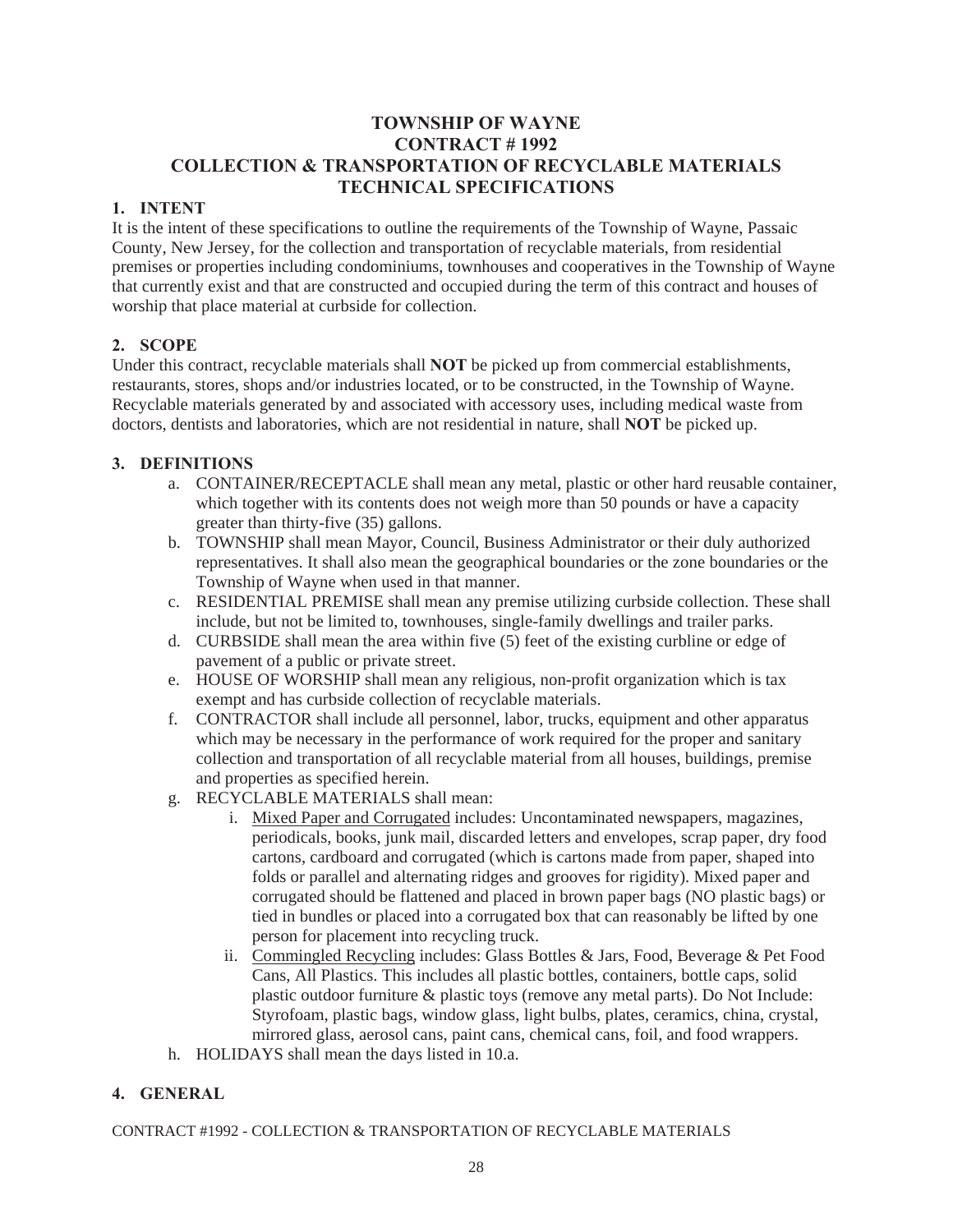# TOWNSHIP OF WAYNE
# CONTRACT # 1992
# COLLECTION & TRANSPORTATION OF RECYCLABLE MATERIALS
# TECHNICAL SPECIFICATIONS

## 1. INTENT

It is the intent of these specifications to outline the requirements of the Township of Wayne, Passaic County, New Jersey, for the collection and transportation of recyclable materials, from residential premises or properties including condominiums, townhouses and cooperatives in the Township of Wayne that currently exist and that are constructed and occupied during the term of this contract and houses of worship that place material at curbside for collection.

## 2. SCOPE

Under this contract, recyclable materials shall **NOT** be picked up from commercial establishments, restaurants, stores, shops and/or industries located, or to be constructed, in the Township of Wayne. Recyclable materials generated by and associated with accessory uses, including medical waste from doctors, dentists and laboratories, which are not residential in nature, shall **NOT** be picked up.

## 3. DEFINITIONS

a. CONTAINER/RECEPTACLE shall mean any metal, plastic or other hard reusable container, which together with its contents does not weigh more than 50 pounds or have a capacity greater than thirty-five (35) gallons.

b. TOWNSHIP shall mean Mayor, Council, Business Administrator or their duly authorized representatives. It shall also mean the geographical boundaries or the zone boundaries or the Township of Wayne when used in that manner.

c. RESIDENTIAL PREMISE shall mean any premise utilizing curbside collection. These shall include, but not be limited to, townhouses, single-family dwellings and trailer parks.

d. CURBSIDE shall mean the area within five (5) feet of the existing curbline or edge of pavement of a public or private street.

e. HOUSE OF WORSHIP shall mean any religious, non-profit organization which is tax exempt and has curbside collection of recyclable materials.

f. CONTRACTOR shall include all personnel, labor, trucks, equipment and other apparatus which may be necessary in the performance of work required for the proper and sanitary collection and transportation of all recyclable material from all houses, buildings, premise and properties as specified herein.

g. RECYCLABLE MATERIALS shall mean:

   i. Mixed Paper and Corrugated includes: Uncontaminated newspapers, magazines, periodicals, books, junk mail, discarded letters and envelopes, scrap paper, dry food cartons, cardboard and corrugated (which is cartons made from paper, shaped into folds or parallel and alternating ridges and grooves for rigidity). Mixed paper and corrugated should be flattened and placed in brown paper bags (NO plastic bags) or tied in bundles or placed into a corrugated box that can reasonably be lifted by one person for placement into recycling truck.

   ii. Commingled Recycling includes: Glass Bottles & Jars, Food, Beverage & Pet Food Cans, All Plastics. This includes all plastic bottles, containers, bottle caps, solid plastic outdoor furniture & plastic toys (remove any metal parts). Do Not Include: Styrofoam, plastic bags, window glass, light bulbs, plates, ceramics, china, crystal, mirrored glass, aerosol cans, paint cans, chemical cans, foil, and food wrappers.

h. HOLIDAYS shall mean the days listed in 10.a.

## 4. GENERAL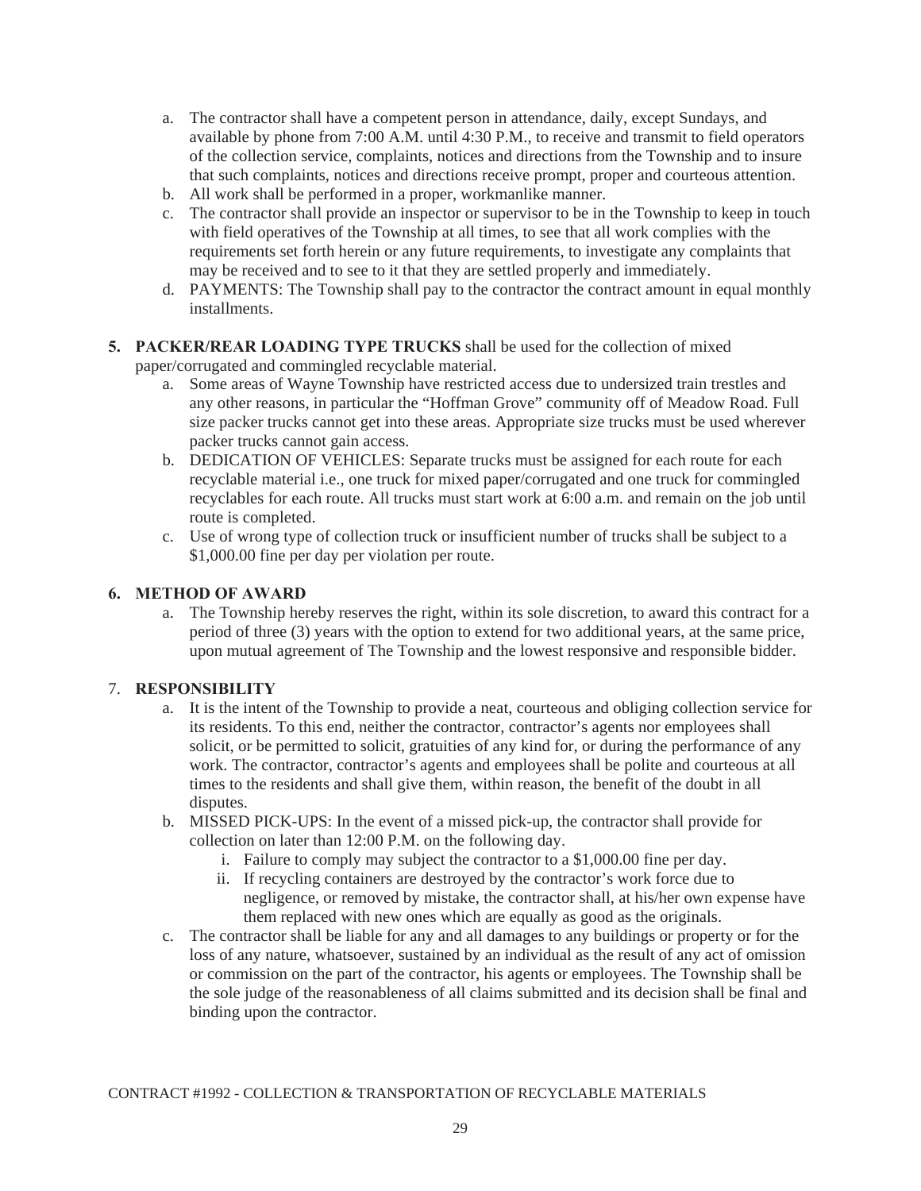a. The contractor shall have a competent person in attendance, daily, except Sundays, and available by phone from 7:00 A.M. until 4:30 P.M., to receive and transmit to field operators of the collection service, complaints, notices and directions from the Township and to insure that such complaints, notices and directions receive prompt, proper and courteous attention.
b. All work shall be performed in a proper, workmanlike manner.
c. The contractor shall provide an inspector or supervisor to be in the Township to keep in touch with field operatives of the Township at all times, to see that all work complies with the requirements set forth herein or any future requirements, to investigate any complaints that may be received and to see to it that they are settled properly and immediately.
d. PAYMENTS: The Township shall pay to the contractor the contract amount in equal monthly installments.

**5. PACKER/REAR LOADING TYPE TRUCKS** shall be used for the collection of mixed paper/corrugated and commingled recyclable material.

a. Some areas of Wayne Township have restricted access due to undersized train trestles and any other reasons, in particular the “Hoffman Grove” community off of Meadow Road. Full size packer trucks cannot get into these areas. Appropriate size trucks must be used wherever packer trucks cannot gain access.
b. DEDICATION OF VEHICLES: Separate trucks must be assigned for each route for each recyclable material i.e., one truck for mixed paper/corrugated and one truck for commingled recyclables for each route. All trucks must start work at 6:00 a.m. and remain on the job until route is completed.
c. Use of wrong type of collection truck or insufficient number of trucks shall be subject to a $1,000.00 fine per day per violation per route.

**6. METHOD OF AWARD**

a. The Township hereby reserves the right, within its sole discretion, to award this contract for a period of three (3) years with the option to extend for two additional years, at the same price, upon mutual agreement of The Township and the lowest responsive and responsible bidder.

7. **RESPONSIBILITY**

a. It is the intent of the Township to provide a neat, courteous and obliging collection service for its residents. To this end, neither the contractor, contractor’s agents nor employees shall solicit, or be permitted to solicit, gratuities of any kind for, or during the performance of any work. The contractor, contractor’s agents and employees shall be polite and courteous at all times to the residents and shall give them, within reason, the benefit of the doubt in all disputes.
b. MISSED PICK-UPS: In the event of a missed pick-up, the contractor shall provide for collection on later than 12:00 P.M. on the following day.
    i. Failure to comply may subject the contractor to a $1,000.00 fine per day.
    ii. If recycling containers are destroyed by the contractor’s work force due to negligence, or removed by mistake, the contractor shall, at his/her own expense have them replaced with new ones which are equally as good as the originals.
c. The contractor shall be liable for any and all damages to any buildings or property or for the loss of any nature, whatsoever, sustained by an individual as the result of any act of omission or commission on the part of the contractor, his agents or employees. The Township shall be the sole judge of the reasonableness of all claims submitted and its decision shall be final and binding upon the contractor.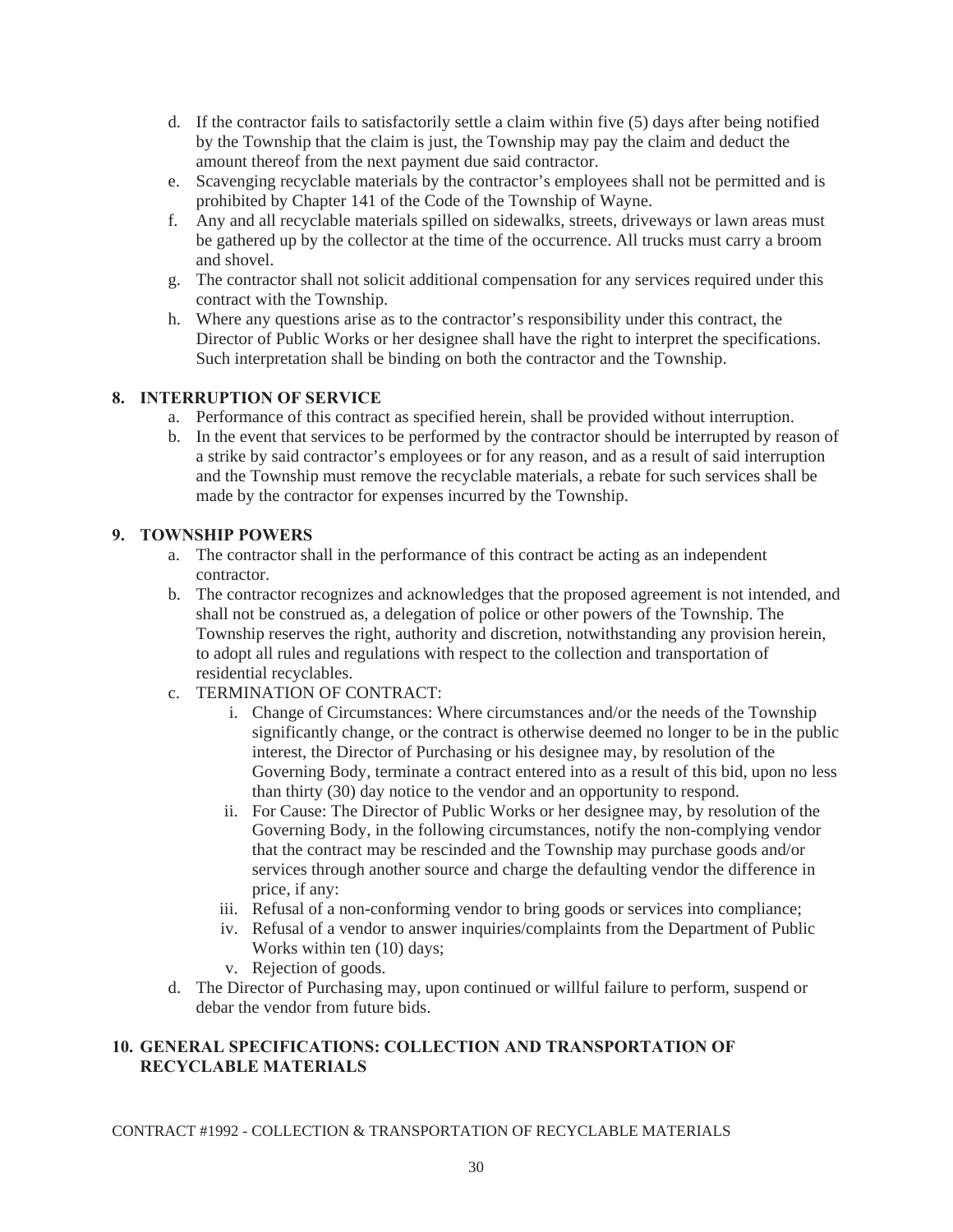d. If the contractor fails to satisfactorily settle a claim within five (5) days after being notified by the Township that the claim is just, the Township may pay the claim and deduct the amount thereof from the next payment due said contractor.

e. Scavenging recyclable materials by the contractor's employees shall not be permitted and is prohibited by Chapter 141 of the Code of the Township of Wayne.

f. Any and all recyclable materials spilled on sidewalks, streets, driveways or lawn areas must be gathered up by the collector at the time of the occurrence. All trucks must carry a broom and shovel.

g. The contractor shall not solicit additional compensation for any services required under this contract with the Township.

h. Where any questions arise as to the contractor's responsibility under this contract, the Director of Public Works or her designee shall have the right to interpret the specifications. Such interpretation shall be binding on both the contractor and the Township.

## 8. INTERRUPTION OF SERVICE

a. Performance of this contract as specified herein, shall be provided without interruption.

b. In the event that services to be performed by the contractor should be interrupted by reason of a strike by said contractor's employees or for any reason, and as a result of said interruption and the Township must remove the recyclable materials, a rebate for such services shall be made by the contractor for expenses incurred by the Township.

## 9. TOWNSHIP POWERS

a. The contractor shall in the performance of this contract be acting as an independent contractor.

b. The contractor recognizes and acknowledges that the proposed agreement is not intended, and shall not be construed as, a delegation of police or other powers of the Township. The Township reserves the right, authority and discretion, notwithstanding any provision herein, to adopt all rules and regulations with respect to the collection and transportation of residential recyclables.

c. TERMINATION OF CONTRACT:

   i. Change of Circumstances: Where circumstances and/or the needs of the Township significantly change, or the contract is otherwise deemed no longer to be in the public interest, the Director of Purchasing or his designee may, by resolution of the Governing Body, terminate a contract entered into as a result of this bid, upon no less than thirty (30) day notice to the vendor and an opportunity to respond.

   ii. For Cause: The Director of Public Works or her designee may, by resolution of the Governing Body, in the following circumstances, notify the non-complying vendor that the contract may be rescinded and the Township may purchase goods and/or services through another source and charge the defaulting vendor the difference in price, if any:

   iii. Refusal of a non-conforming vendor to bring goods or services into compliance;

   iv. Refusal of a vendor to answer inquiries/complaints from the Department of Public Works within ten (10) days;

   v. Rejection of goods.

d. The Director of Purchasing may, upon continued or willful failure to perform, suspend or debar the vendor from future bids.

## 10. GENERAL SPECIFICATIONS: COLLECTION AND TRANSPORTATION OF RECYCLABLE MATERIALS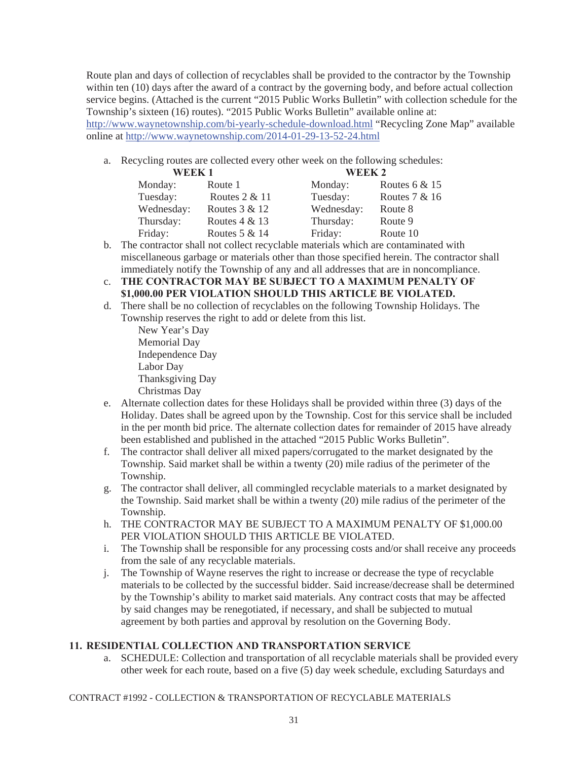Route plan and days of collection of recyclables shall be provided to the contractor by the Township within ten (10) days after the award of a contract by the governing body, and before actual collection service begins. (Attached is the current "2015 Public Works Bulletin" with collection schedule for the Township's sixteen (16) routes). "2015 Public Works Bulletin" available online at: http://www.waynetownship.com/bi-yearly-schedule-download.html "Recycling Zone Map" available online at http://www.waynetownship.com/2014-01-29-13-52-24.html

a. Recycling routes are collected every other week on the following schedules:

| WEEK 1 | | WEEK 2 | |
|---|---|---|---|
| Monday: | Route 1 | Monday: | Routes 6 & 15 |
| Tuesday: | Routes 2 & 11 | Tuesday: | Routes 7 & 16 |
| Wednesday: | Routes 3 & 12 | Wednesday: | Route 8 |
| Thursday: | Routes 4 & 13 | Thursday: | Route 9 |
| Friday: | Routes 5 & 14 | Friday: | Route 10 |

b. The contractor shall not collect recyclable materials which are contaminated with miscellaneous garbage or materials other than those specified herein. The contractor shall immediately notify the Township of any and all addresses that are in noncompliance.

c. **THE CONTRACTOR MAY BE SUBJECT TO A MAXIMUM PENALTY OF $1,000.00 PER VIOLATION SHOULD THIS ARTICLE BE VIOLATED.**

d. There shall be no collection of recyclables on the following Township Holidays. The Township reserves the right to add or delete from this list.
   - New Year's Day
   - Memorial Day
   - Independence Day
   - Labor Day
   - Thanksgiving Day
   - Christmas Day

e. Alternate collection dates for these Holidays shall be provided within three (3) days of the Holiday. Dates shall be agreed upon by the Township. Cost for this service shall be included in the per month bid price. The alternate collection dates for remainder of 2015 have already been established and published in the attached "2015 Public Works Bulletin".

f. The contractor shall deliver all mixed papers/corrugated to the market designated by the Township. Said market shall be within a twenty (20) mile radius of the perimeter of the Township.

g. The contractor shall deliver, all commingled recyclable materials to a market designated by the Township. Said market shall be within a twenty (20) mile radius of the perimeter of the Township.

h. THE CONTRACTOR MAY BE SUBJECT TO A MAXIMUM PENALTY OF $1,000.00 PER VIOLATION SHOULD THIS ARTICLE BE VIOLATED.

i. The Township shall be responsible for any processing costs and/or shall receive any proceeds from the sale of any recyclable materials.

j. The Township of Wayne reserves the right to increase or decrease the type of recyclable materials to be collected by the successful bidder. Said increase/decrease shall be determined by the Township's ability to market said materials. Any contract costs that may be affected by said changes may be renegotiated, if necessary, and shall be subjected to mutual agreement by both parties and approval by resolution on the Governing Body.

## 11. RESIDENTIAL COLLECTION AND TRANSPORTATION SERVICE

a. SCHEDULE: Collection and transportation of all recyclable materials shall be provided every other week for each route, based on a five (5) day week schedule, excluding Saturdays and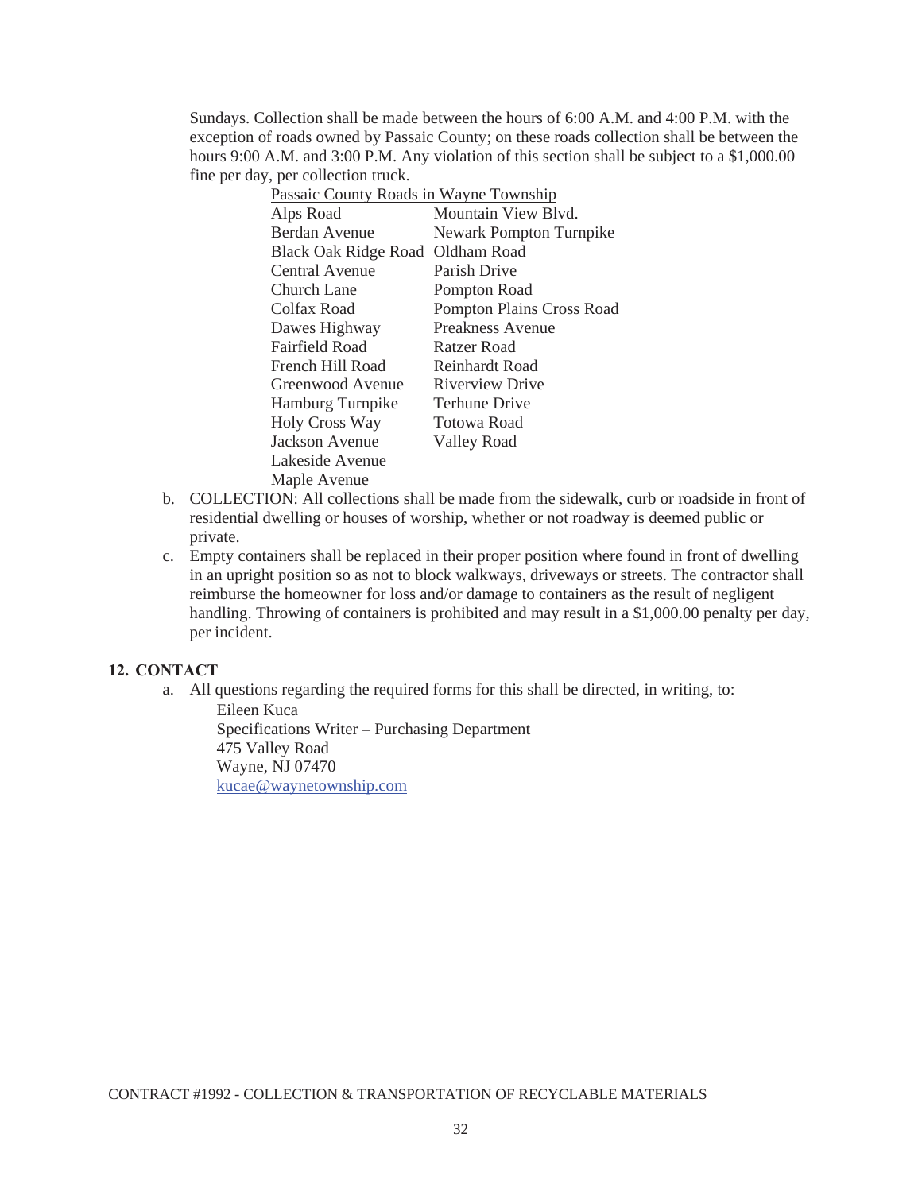Sundays. Collection shall be made between the hours of 6:00 A.M. and 4:00 P.M. with the exception of roads owned by Passaic County; on these roads collection shall be between the hours 9:00 A.M. and 3:00 P.M. Any violation of this section shall be subject to a $1,000.00 fine per day, per collection truck.

Passaic County Roads in Wayne Township

| | |
|---|---|
| Alps Road | Mountain View Blvd. |
| Berdan Avenue | Newark Pompton Turnpike |
| Black Oak Ridge Road | Oldham Road |
| Central Avenue | Parish Drive |
| Church Lane | Pompton Road |
| Colfax Road | Pompton Plains Cross Road |
| Dawes Highway | Preakness Avenue |
| Fairfield Road | Ratzer Road |
| French Hill Road | Reinhardt Road |
| Greenwood Avenue | Riverview Drive |
| Hamburg Turnpike | Terhune Drive |
| Holy Cross Way | Totowa Road |
| Jackson Avenue | Valley Road |
| Lakeside Avenue | |
| Maple Avenue | |

b. COLLECTION: All collections shall be made from the sidewalk, curb or roadside in front of residential dwelling or houses of worship, whether or not roadway is deemed public or private.

c. Empty containers shall be replaced in their proper position where found in front of dwelling in an upright position so as not to block walkways, driveways or streets. The contractor shall reimburse the homeowner for loss and/or damage to containers as the result of negligent handling. Throwing of containers is prohibited and may result in a $1,000.00 penalty per day, per incident.

## 12. CONTACT

a. All questions regarding the required forms for this shall be directed, in writing, to:

Eileen Kuca
Specifications Writer – Purchasing Department
475 Valley Road
Wayne, NJ 07470
kucae@waynetownship.com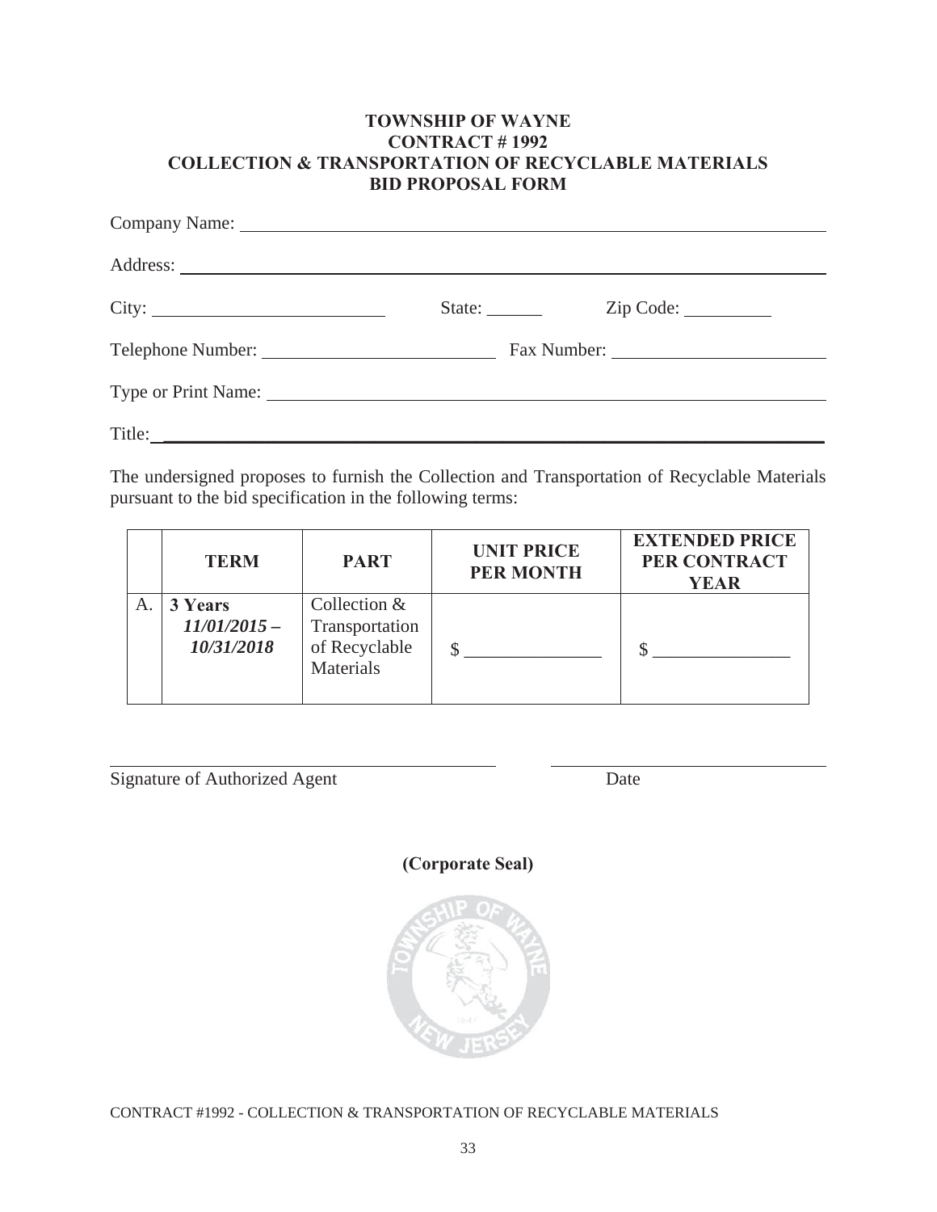**TOWNSHIP OF WAYNE**
**CONTRACT # 1992**
**COLLECTION & TRANSPORTATION OF RECYCLABLE MATERIALS**
**BID PROPOSAL FORM**

Company Name: ______________________________________________

Address: ______________________________________________

City: ____________________ State: ______ Zip Code: __________

Telephone Number: ____________________ Fax Number: ____________________

Type or Print Name: ______________________________________________

Title: ______________________________________________

The undersigned proposes to furnish the Collection and Transportation of Recyclable Materials pursuant to the bid specification in the following terms:

| | TERM | PART | UNIT PRICE PER MONTH | EXTENDED PRICE PER CONTRACT YEAR |
|---|---|---|---|---|
| A. | **3 Years** ***11/01/2015 – 10/31/2018*** | Collection & Transportation of Recyclable Materials | $ ______________ | $ ______________ |

______________________________ ______________________________
Signature of Authorized Agent Date

**(Corporate Seal)**

CONTRACT #1992 - COLLECTION & TRANSPORTATION OF RECYCLABLE MATERIALS